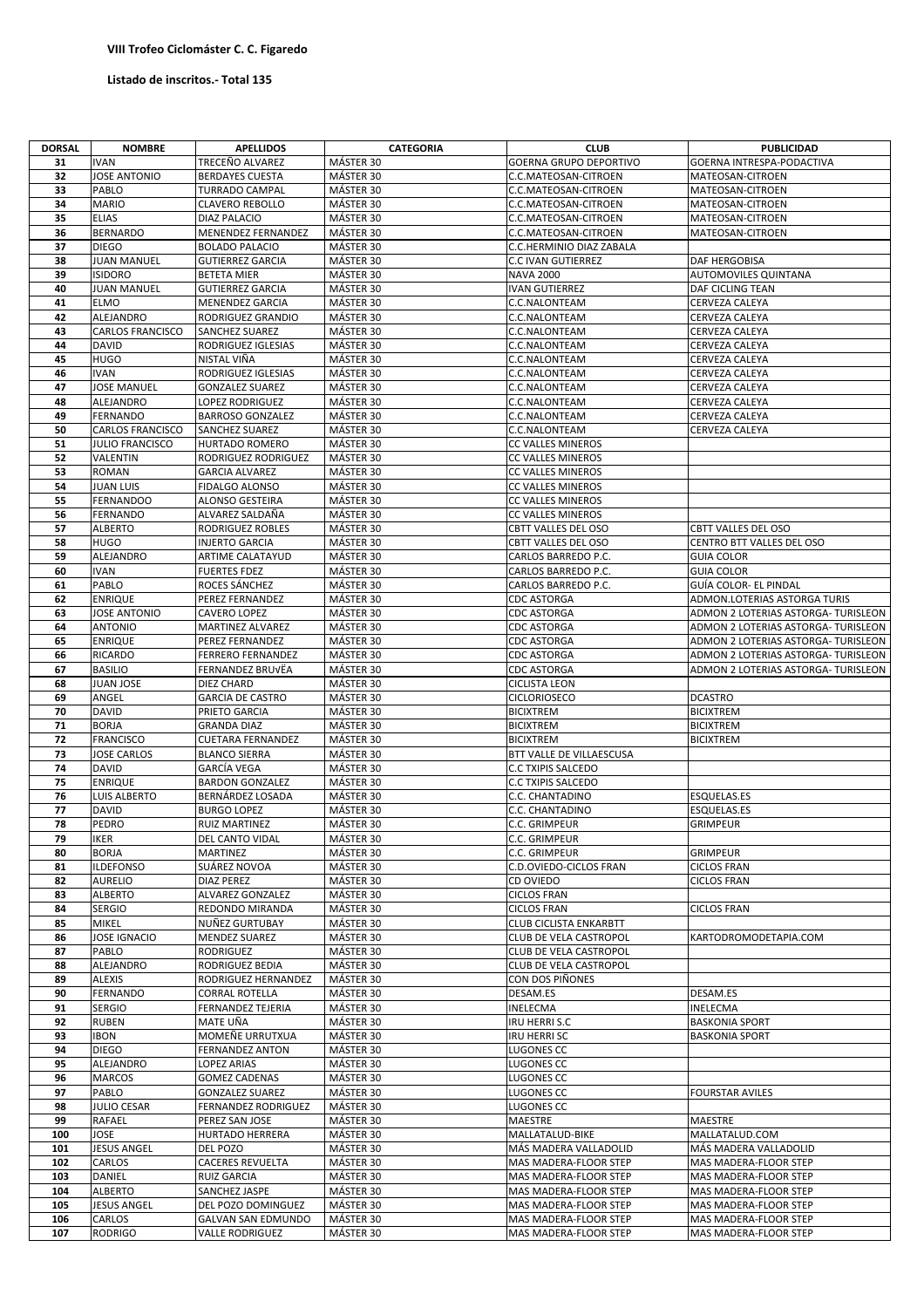**VIII Trofeo Ciclomáster C. C. Figaredo**

**Listado de inscritos.- Total 135**

| DORSAL | NOMBRE | APELLIDOS | CATEGORIA | CLUB | PUBLICIDAD |
|---|---|---|---|---|---|
| 31 | IVAN | TRECEÑO ALVAREZ | MÁSTER 30 | GOERNA GRUPO DEPORTIVO | GOERNA INTRESPA-PODACTIVA |
| 32 | JOSE ANTONIO | BERDAYES CUESTA | MÁSTER 30 | C.C.MATEOSAN-CITROEN | MATEOSAN-CITROEN |
| 33 | PABLO | TURRADO CAMPAL | MÁSTER 30 | C.C.MATEOSAN-CITROEN | MATEOSAN-CITROEN |
| 34 | MARIO | CLAVERO REBOLLO | MÁSTER 30 | C.C.MATEOSAN-CITROEN | MATEOSAN-CITROEN |
| 35 | ELIAS | DIAZ PALACIO | MÁSTER 30 | C.C.MATEOSAN-CITROEN | MATEOSAN-CITROEN |
| 36 | BERNARDO | MENENDEZ FERNANDEZ | MÁSTER 30 | C.C.MATEOSAN-CITROEN | MATEOSAN-CITROEN |
| 37 | DIEGO | BOLADO PALACIO | MÁSTER 30 | C.C.HERMINIO DIAZ ZABALA | |
| 38 | JUAN MANUEL | GUTIERREZ GARCIA | MÁSTER 30 | C.C IVAN GUTIERREZ | DAF HERGOBISA |
| 39 | ISIDORO | BETETA MIER | MÁSTER 30 | NAVA 2000 | AUTOMOVILES QUINTANA |
| 40 | JUAN MANUEL | GUTIERREZ GARCIA | MÁSTER 30 | IVAN GUTIERREZ | DAF CICLING TEAN |
| 41 | ELMO | MENENDEZ GARCIA | MÁSTER 30 | C.C.NALONTEAM | CERVEZA CALEYA |
| 42 | ALEJANDRO | RODRIGUEZ GRANDIO | MÁSTER 30 | C.C.NALONTEAM | CERVEZA CALEYA |
| 43 | CARLOS FRANCISCO | SANCHEZ SUAREZ | MÁSTER 30 | C.C.NALONTEAM | CERVEZA CALEYA |
| 44 | DAVID | RODRIGUEZ IGLESIAS | MÁSTER 30 | C.C.NALONTEAM | CERVEZA CALEYA |
| 45 | HUGO | NISTAL VIÑA | MÁSTER 30 | C.C.NALONTEAM | CERVEZA CALEYA |
| 46 | IVAN | RODRIGUEZ IGLESIAS | MÁSTER 30 | C.C.NALONTEAM | CERVEZA CALEYA |
| 47 | JOSE MANUEL | GONZALEZ SUAREZ | MÁSTER 30 | C.C.NALONTEAM | CERVEZA CALEYA |
| 48 | ALEJANDRO | LOPEZ RODRIGUEZ | MÁSTER 30 | C.C.NALONTEAM | CERVEZA CALEYA |
| 49 | FERNANDO | BARROSO GONZALEZ | MÁSTER 30 | C.C.NALONTEAM | CERVEZA CALEYA |
| 50 | CARLOS FRANCISCO | SANCHEZ SUAREZ | MÁSTER 30 | C.C.NALONTEAM | CERVEZA CALEYA |
| 51 | JULIO FRANCISCO | HURTADO ROMERO | MÁSTER 30 | CC VALLES MINEROS | |
| 52 | VALENTIN | RODRIGUEZ RODRIGUEZ | MÁSTER 30 | CC VALLES MINEROS | |
| 53 | ROMAN | GARCIA ALVAREZ | MÁSTER 30 | CC VALLES MINEROS | |
| 54 | JUAN LUIS | FIDALGO ALONSO | MÁSTER 30 | CC VALLES MINEROS | |
| 55 | FERNANDOO | ALONSO GESTEIRA | MÁSTER 30 | CC VALLES MINEROS | |
| 56 | FERNANDO | ALVAREZ SALDAÑA | MÁSTER 30 | CC VALLES MINEROS | |
| 57 | ALBERTO | RODRIGUEZ ROBLES | MÁSTER 30 | CBTT VALLES DEL OSO | CBTT VALLES DEL OSO |
| 58 | HUGO | INJERTO GARCIA | MÁSTER 30 | CBTT VALLES DEL OSO | CENTRO BTT VALLES DEL OSO |
| 59 | ALEJANDRO | ARTIME CALATAYUD | MÁSTER 30 | CARLOS BARREDO P.C. | GUIA COLOR |
| 60 | IVAN | FUERTES FDEZ | MÁSTER 30 | CARLOS BARREDO P.C. | GUIA COLOR |
| 61 | PABLO | ROCES SÁNCHEZ | MÁSTER 30 | CARLOS BARREDO P.C. | GUÍA COLOR- EL PINDAL |
| 62 | ENRIQUE | PEREZ FERNANDEZ | MÁSTER 30 | CDC ASTORGA | ADMON.LOTERIAS ASTORGA TURIS |
| 63 | JOSE ANTONIO | CAVERO LOPEZ | MÁSTER 30 | CDC ASTORGA | ADMON 2 LOTERIAS ASTORGA- TURISLEON |
| 64 | ANTONIO | MARTINEZ ALVAREZ | MÁSTER 30 | CDC ASTORGA | ADMON 2 LOTERIAS ASTORGA- TURISLEON |
| 65 | ENRIQUE | PEREZ FERNANDEZ | MÁSTER 30 | CDC ASTORGA | ADMON 2 LOTERIAS ASTORGA- TURISLEON |
| 66 | RICARDO | FERRERO FERNANDEZ | MÁSTER 30 | CDC ASTORGA | ADMON 2 LOTERIAS ASTORGA- TURISLEON |
| 67 | BASILIO | FERNANDEZ BRUγËA | MÁSTER 30 | CDC ASTORGA | ADMON 2 LOTERIAS ASTORGA- TURISLEON |
| 68 | JUAN JOSE | DIEZ CHARD | MÁSTER 30 | CICLISTA LEON | |
| 69 | ANGEL | GARCIA DE CASTRO | MÁSTER 30 | CICLORIOSECO | DCASTRO |
| 70 | DAVID | PRIETO GARCIA | MÁSTER 30 | BICIXTREM | BICIXTREM |
| 71 | BORJA | GRANDA DIAZ | MÁSTER 30 | BICIXTREM | BICIXTREM |
| 72 | FRANCISCO | CUETARA FERNANDEZ | MÁSTER 30 | BICIXTREM | BICIXTREM |
| 73 | JOSE CARLOS | BLANCO SIERRA | MÁSTER 30 | BTT VALLE DE VILLAESCUSA | |
| 74 | DAVID | GARCÍA VEGA | MÁSTER 30 | C.C TXIPIS SALCEDO | |
| 75 | ENRIQUE | BARDON GONZALEZ | MÁSTER 30 | C.C TXIPIS SALCEDO | |
| 76 | LUIS ALBERTO | BERNÁRDEZ LOSADA | MÁSTER 30 | C.C. CHANTADINO | ESQUELAS.ES |
| 77 | DAVID | BURGO LOPEZ | MÁSTER 30 | C.C. CHANTADINO | ESQUELAS.ES |
| 78 | PEDRO | RUIZ MARTINEZ | MÁSTER 30 | C.C. GRIMPEUR | GRIMPEUR |
| 79 | IKER | DEL CANTO VIDAL | MÁSTER 30 | C.C. GRIMPEUR | |
| 80 | BORJA | MARTINEZ | MÁSTER 30 | C.C. GRIMPEUR | GRIMPEUR |
| 81 | ILDEFONSO | SUÁREZ NOVOA | MÁSTER 30 | C.D.OVIEDO-CICLOS FRAN | CICLOS FRAN |
| 82 | AURELIO | DIAZ PEREZ | MÁSTER 30 | CD OVIEDO | CICLOS FRAN |
| 83 | ALBERTO | ALVAREZ GONZALEZ | MÁSTER 30 | CICLOS FRAN | |
| 84 | SERGIO | REDONDO MIRANDA | MÁSTER 30 | CICLOS FRAN | CICLOS FRAN |
| 85 | MIKEL | NUÑEZ GURTUBAY | MÁSTER 30 | CLUB CICLISTA ENKARBTT | |
| 86 | JOSE IGNACIO | MENDEZ SUAREZ | MÁSTER 30 | CLUB DE VELA CASTROPOL | KARTODROMODETAPIA.COM |
| 87 | PABLO | RODRIGUEZ | MÁSTER 30 | CLUB DE VELA CASTROPOL | |
| 88 | ALEJANDRO | RODRIGUEZ BEDIA | MÁSTER 30 | CLUB DE VELA CASTROPOL | |
| 89 | ALEXIS | RODRIGUEZ HERNANDEZ | MÁSTER 30 | CON DOS PIÑONES | |
| 90 | FERNANDO | CORRAL ROTELLA | MÁSTER 30 | DESAM.ES | DESAM.ES |
| 91 | SERGIO | FERNANDEZ TEJERIA | MÁSTER 30 | INELECMA | INELECMA |
| 92 | RUBEN | MATE UÑA | MÁSTER 30 | IRU HERRI S.C | BASKONIA SPORT |
| 93 | IBON | MOMEÑE URRUTXUA | MÁSTER 30 | IRU HERRI SC | BASKONIA SPORT |
| 94 | DIEGO | FERNANDEZ ANTON | MÁSTER 30 | LUGONES CC | |
| 95 | ALEJANDRO | LOPEZ ARIAS | MÁSTER 30 | LUGONES CC | |
| 96 | MARCOS | GOMEZ CADENAS | MÁSTER 30 | LUGONES CC | |
| 97 | PABLO | GONZALEZ SUAREZ | MÁSTER 30 | LUGONES CC | FOURSTAR AVILES |
| 98 | JULIO CESAR | FERNANDEZ RODRIGUEZ | MÁSTER 30 | LUGONES CC | |
| 99 | RAFAEL | PEREZ SAN JOSE | MÁSTER 30 | MAESTRE | MAESTRE |
| 100 | JOSE | HURTADO HERRERA | MÁSTER 30 | MALLATALUD-BIKE | MALLATALUD.COM |
| 101 | JESUS ANGEL | DEL POZO | MÁSTER 30 | MÁS MADERA VALLADOLID | MÁS MADERA VALLADOLID |
| 102 | CARLOS | CACERES REVUELTA | MÁSTER 30 | MAS MADERA-FLOOR STEP | MAS MADERA-FLOOR STEP |
| 103 | DANIEL | RUIZ GARCIA | MÁSTER 30 | MAS MADERA-FLOOR STEP | MAS MADERA-FLOOR STEP |
| 104 | ALBERTO | SANCHEZ JASPE | MÁSTER 30 | MAS MADERA-FLOOR STEP | MAS MADERA-FLOOR STEP |
| 105 | JESUS ANGEL | DEL POZO DOMINGUEZ | MÁSTER 30 | MAS MADERA-FLOOR STEP | MAS MADERA-FLOOR STEP |
| 106 | CARLOS | GALVAN SAN EDMUNDO | MÁSTER 30 | MAS MADERA-FLOOR STEP | MAS MADERA-FLOOR STEP |
| 107 | RODRIGO | VALLE RODRIGUEZ | MÁSTER 30 | MAS MADERA-FLOOR STEP | MAS MADERA-FLOOR STEP |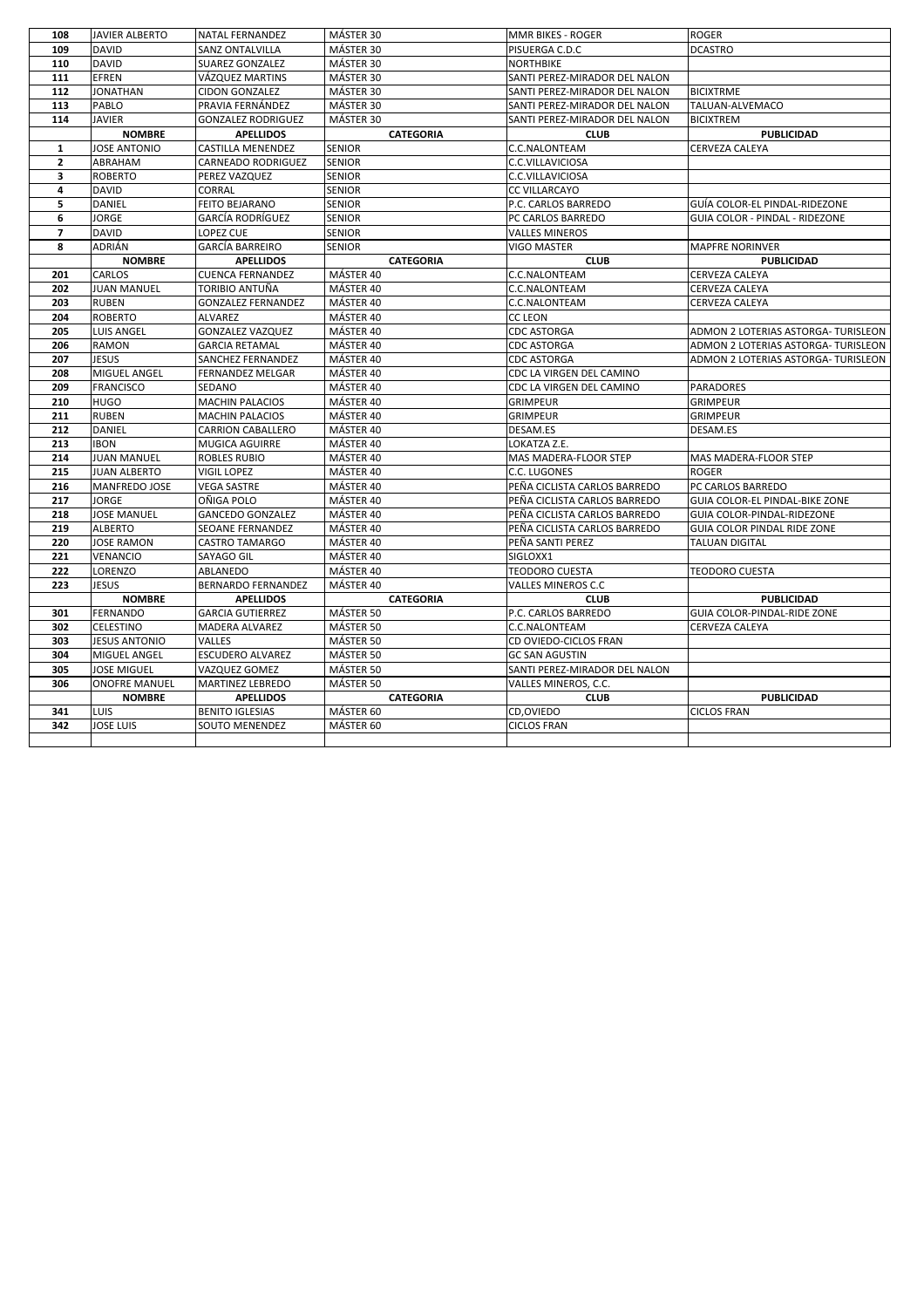| | | | | | |
|---|---|---|---|---|---|
| 108 | JAVIER ALBERTO | NATAL FERNANDEZ | MÁSTER 30 | MMR BIKES - ROGER | ROGER |
| 109 | DAVID | SANZ ONTALVILLA | MÁSTER 30 | PISUERGA C.D.C | DCASTRO |
| 110 | DAVID | SUAREZ GONZALEZ | MÁSTER 30 | NORTHBIKE | |
| 111 | EFREN | VÁZQUEZ MARTINS | MÁSTER 30 | SANTI PEREZ-MIRADOR DEL NALON | |
| 112 | JONATHAN | CIDON GONZALEZ | MÁSTER 30 | SANTI PEREZ-MIRADOR DEL NALON | BICIXTRME |
| 113 | PABLO | PRAVIA FERNÁNDEZ | MÁSTER 30 | SANTI PEREZ-MIRADOR DEL NALON | TALUAN-ALVEMACO |
| 114 | JAVIER | GONZALEZ RODRIGUEZ | MÁSTER 30 | SANTI PEREZ-MIRADOR DEL NALON | BICIXTREM |
| | **NOMBRE** | **APELLIDOS** | **CATEGORIA** | **CLUB** | **PUBLICIDAD** |
| 1 | JOSE ANTONIO | CASTILLA MENENDEZ | SENIOR | C.C.NALONTEAM | CERVEZA CALEYA |
| 2 | ABRAHAM | CARNEADO RODRIGUEZ | SENIOR | C.C.VILLAVICIOSA | |
| 3 | ROBERTO | PEREZ VAZQUEZ | SENIOR | C.C.VILLAVICIOSA | |
| 4 | DAVID | CORRAL | SENIOR | CC VILLARCAYO | |
| 5 | DANIEL | FEITO BEJARANO | SENIOR | P.C. CARLOS BARREDO | GUÍA COLOR-EL PINDAL-RIDEZONE |
| 6 | JORGE | GARCÍA RODRÍGUEZ | SENIOR | PC CARLOS BARREDO | GUIA COLOR - PINDAL - RIDEZONE |
| 7 | DAVID | LOPEZ CUE | SENIOR | VALLES MINEROS | |
| 8 | ADRIÁN | GARCÍA BARREIRO | SENIOR | VIGO MASTER | MAPFRE NORINVER |
| | **NOMBRE** | **APELLIDOS** | **CATEGORIA** | **CLUB** | **PUBLICIDAD** |
| 201 | CARLOS | CUENCA FERNANDEZ | MÁSTER 40 | C.C.NALONTEAM | CERVEZA CALEYA |
| 202 | JUAN MANUEL | TORIBIO ANTUÑA | MÁSTER 40 | C.C.NALONTEAM | CERVEZA CALEYA |
| 203 | RUBEN | GONZALEZ FERNANDEZ | MÁSTER 40 | C.C.NALONTEAM | CERVEZA CALEYA |
| 204 | ROBERTO | ALVAREZ | MÁSTER 40 | CC LEON | |
| 205 | LUIS ANGEL | GONZALEZ VAZQUEZ | MÁSTER 40 | CDC ASTORGA | ADMON 2 LOTERIAS ASTORGA- TURISLEON |
| 206 | RAMON | GARCIA RETAMAL | MÁSTER 40 | CDC ASTORGA | ADMON 2 LOTERIAS ASTORGA- TURISLEON |
| 207 | JESUS | SANCHEZ FERNANDEZ | MÁSTER 40 | CDC ASTORGA | ADMON 2 LOTERIAS ASTORGA- TURISLEON |
| 208 | MIGUEL ANGEL | FERNANDEZ MELGAR | MÁSTER 40 | CDC LA VIRGEN DEL CAMINO | |
| 209 | FRANCISCO | SEDANO | MÁSTER 40 | CDC LA VIRGEN DEL CAMINO | PARADORES |
| 210 | HUGO | MACHIN PALACIOS | MÁSTER 40 | GRIMPEUR | GRIMPEUR |
| 211 | RUBEN | MACHIN PALACIOS | MÁSTER 40 | GRIMPEUR | GRIMPEUR |
| 212 | DANIEL | CARRION CABALLERO | MÁSTER 40 | DESAM.ES | DESAM.ES |
| 213 | IBON | MUGICA AGUIRRE | MÁSTER 40 | LOKATZA Z.E. | |
| 214 | JUAN MANUEL | ROBLES RUBIO | MÁSTER 40 | MAS MADERA-FLOOR STEP | MAS MADERA-FLOOR STEP |
| 215 | JUAN ALBERTO | VIGIL LOPEZ | MÁSTER 40 | C.C. LUGONES | ROGER |
| 216 | MANFREDO JOSE | VEGA SASTRE | MÁSTER 40 | PEÑA CICLISTA CARLOS BARREDO | PC CARLOS BARREDO |
| 217 | JORGE | OÑIGA POLO | MÁSTER 40 | PEÑA CICLISTA CARLOS BARREDO | GUIA COLOR-EL PINDAL-BIKE ZONE |
| 218 | JOSE MANUEL | GANCEDO GONZALEZ | MÁSTER 40 | PEÑA CICLISTA CARLOS BARREDO | GUIA COLOR-PINDAL-RIDEZONE |
| 219 | ALBERTO | SEOANE FERNANDEZ | MÁSTER 40 | PEÑA CICLISTA CARLOS BARREDO | GUIA COLOR PINDAL RIDE ZONE |
| 220 | JOSE RAMON | CASTRO TAMARGO | MÁSTER 40 | PEÑA SANTI PEREZ | TALUAN DIGITAL |
| 221 | VENANCIO | SAYAGO GIL | MÁSTER 40 | SIGLOXX1 | |
| 222 | LORENZO | ABLANEDO | MÁSTER 40 | TEODORO CUESTA | TEODORO CUESTA |
| 223 | JESUS | BERNARDO FERNANDEZ | MÁSTER 40 | VALLES MINEROS C.C | |
| | **NOMBRE** | **APELLIDOS** | **CATEGORIA** | **CLUB** | **PUBLICIDAD** |
| 301 | FERNANDO | GARCIA GUTIERREZ | MÁSTER 50 | P.C. CARLOS BARREDO | GUIA COLOR-PINDAL-RIDE ZONE |
| 302 | CELESTINO | MADERA ALVAREZ | MÁSTER 50 | C.C.NALONTEAM | CERVEZA CALEYA |
| 303 | JESUS ANTONIO | VALLES | MÁSTER 50 | CD OVIEDO-CICLOS FRAN | |
| 304 | MIGUEL ANGEL | ESCUDERO ALVAREZ | MÁSTER 50 | GC SAN AGUSTIN | |
| 305 | JOSE MIGUEL | VAZQUEZ GOMEZ | MÁSTER 50 | SANTI PEREZ-MIRADOR DEL NALON | |
| 306 | ONOFRE MANUEL | MARTINEZ LEBREDO | MÁSTER 50 | VALLES MINEROS, C.C. | |
| | **NOMBRE** | **APELLIDOS** | **CATEGORIA** | **CLUB** | **PUBLICIDAD** |
| 341 | LUIS | BENITO IGLESIAS | MÁSTER 60 | CD,OVIEDO | CICLOS FRAN |
| 342 | JOSE LUIS | SOUTO MENENDEZ | MÁSTER 60 | CICLOS FRAN | |